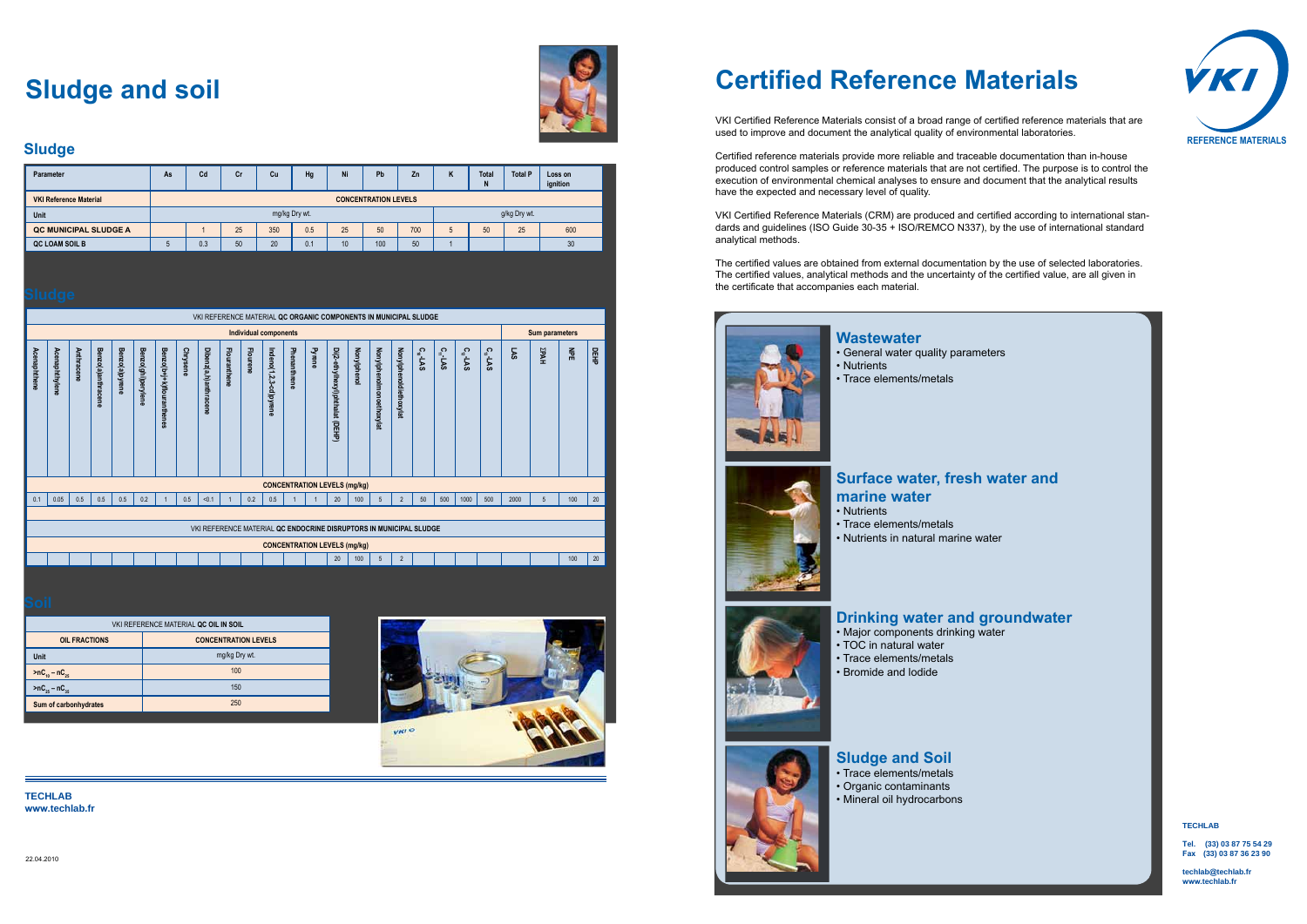# Sludge and soil

## Sludge

| Parameter | As | Cd | Cr | Cu | Hg | Ni | Pb | Zn | K | Total N | Total P | Loss on ignition |
|---|---|---|---|---|---|---|---|---|---|---|---|---|
| VKI Reference Material | CONCENTRATION LEVELS | | | | | | | | | | | |
| Unit | mg/kg Dry wt. | | | | | | | | g/kg Dry wt. | | | |
| QC MUNICIPAL SLUDGE A | | 1 | 25 | 350 | 0.5 | 25 | 50 | 700 | 5 | 50 | 25 | 600 |
| QC LOAM SOIL B | 5 | 0.3 | 50 | 20 | 0.1 | 10 | 100 | 50 | 1 | | | 30 |

## Sludge

VKI REFERENCE MATERIAL **QC ORGANIC COMPONENTS IN MUNICIPAL SLUDGE**

| Individual components | | | | | | | | | | | | | | | | | | | | | | Sum parameters | | | |
|---|---|---|---|---|---|---|---|---|---|---|---|---|---|---|---|---|---|---|---|---|---|---|---|---|---|
| Acenaphthene | Acenaphthylene | Anthracene | Benzo(a)anthracene | Benzo(a)pyrene | Benzo(ghi)perylene | Benzo(b+j+k)flouranthenes | Chrysene | Dibenz(a,h)anthracene | Flouranthene | Flourene | Indeno(1,2,3-cd)pyrene | Phenanthrene | Pyrene | Di(2-ethylhexyl)phthalat (DEHP) | Nonylphenol | Nonylphenolmonoethoxylat | Nonylphenoldiethoxylat | $C_{10}$-LAS | $C_{11}$-LAS | $C_{12}$-LAS | $C_{13}$-LAS | LAS | 17PAH | NPE | DEHP |
| CONCENTRATION LEVELS (mg/kg) | | | | | | | | | | | | | | | | | | | | | | | | | |
| 0.1 | 0.05 | 0.5 | 0.5 | 0.5 | 0.2 | 1 | 0.5 | <0.1 | 1 | 0.2 | 0.5 | 1 | 1 | 20 | 100 | 5 | 2 | 50 | 500 | 1000 | 500 | 2000 | 5 | 100 | 20 |
| VKI REFERENCE MATERIAL **QC ENDOCRINE DISRUPTORS IN MUNICIPAL SLUDGE** | | | | | | | | | | | | | | | | | | | | | | | | | |
| CONCENTRATION LEVELS (mg/kg) | | | | | | | | | | | | | | | | | | | | | | | | | |
| | | | | | | | | | | | | | | 20 | 100 | 5 | 2 | | | | | | | 100 | 20 |

## Soil

VKI REFERENCE MATERIAL **QC OIL IN SOIL**

| OIL FRACTIONS | CONCENTRATION LEVELS |
|---|---|
| Unit | mg/kg Dry wt. |
| $>nC_{10} - nC_{25}$ | 100 |
| $>nC_{25} - nC_{35}$ | 150 |
| Sum of carbonhydrates | 250 |

**TECHLAB**
**www.techlab.fr**

22.04.2010

# Certified Reference Materials

VKI REFERENCE MATERIALS

VKI Certified Reference Materials consist of a broad range of certified reference materials that are used to improve and document the analytical quality of environmental laboratories.

Certified reference materials provide more reliable and traceable documentation than in-house produced control samples or reference materials that are not certified. The purpose is to control the execution of environmental chemical analyses to ensure and document that the analytical results have the expected and necessary level of quality.

VKI Certified Reference Materials (CRM) are produced and certified according to international standards and guidelines (ISO Guide 30-35 + ISO/REMCO N337), by the use of international standard analytical methods.

The certified values are obtained from external documentation by the use of selected laboratories. The certified values, analytical methods and the uncertainty of the certified value, are all given in the certificate that accompanies each material.

## Wastewater

- General water quality parameters
- Nutrients
- Trace elements/metals

## Surface water, fresh water and marine water

- Nutrients
- Trace elements/metals
- Nutrients in natural marine water

## Drinking water and groundwater

- Major components drinking water
- TOC in natural water
- Trace elements/metals
- Bromide and Iodide

## Sludge and Soil

- Trace elements/metals
- Organic contaminants
- Mineral oil hydrocarbons

**TECHLAB**

**Tel. (33) 03 87 75 54 29**
**Fax (33) 03 87 36 23 90**

**techlab@techlab.fr**
**www.techlab.fr**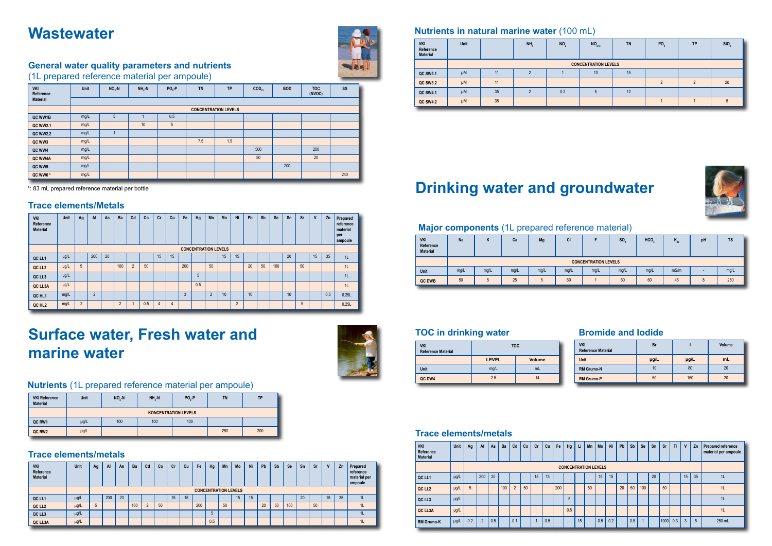# Wastewater

## General water quality parameters and nutrients

(1L prepared reference material per ampoule)

| VKI Reference Material | Unit | $NO_3$-N | $NH_4$-N | $PO_4$-P | TN | TP | $COD_{Cr}$ | BOD | TOC (NVOC) | SS |
|---|---|---|---|---|---|---|---|---|---|---|
| | CONCENTRATION LEVELS | | | | | | | | | |
| QC WW1B | mg/L | 5 | 1 | 0.5 | | | | | | |
| QC WW2.1 | mg/L | | 10 | 5 | | | | | | |
| QC WW2.2 | mg/L | 1 | | | | | | | | |
| QC WW3 | mg/L | | | | 7.5 | 1.5 | | | | |
| QC WW4 | mg/L | | | | | | 500 | | 200 | |
| QC WW4A | mg/L | | | | | | 50 | | 20 | |
| QC WW5 | mg/L | | | | | | | 200 | | |
| QC WW6 * | mg/L | | | | | | | | | 240 |

*: 83 mL prepared reference material per bottle

## Trace elements/Metals

| VKI Reference Material | Unit | Ag | Al | As | Ba | Cd | Co | Cr | Cu | Fe | Hg | Mn | Mo | Ni | Pb | Sb | Se | Sn | Sr | V | Zn | Prepared reference material per ampoule |
|---|---|---|---|---|---|---|---|---|---|---|---|---|---|---|---|---|---|---|---|---|---|---|
| | | CONCENTRATION LEVELS | | | | | | | | | | | | | | | | | | | | |
| QC LL1 | µg/L | | 200 | 20 | | | | 15 | 15 | | | | 15 | 15 | | | | 20 | | 15 | 35 | 1L |
| QC LL2 | µg/L | 5 | | | 100 | 2 | 50 | | | 200 | | 50 | | | 20 | 50 | 100 | | 50 | | | 1L |
| QC LL3 | µg/L | | | | | | | | | | 5 | | | | | | | | | | | 1L |
| QC LL3A | µg/L | | | | | | | | | | 0.5 | | | | | | | | | | | 1L |
| QC HL1 | mg/L | | 2 | | | | | | | 3 | | 2 | 10 | | 10 | | | 10 | | | 0.5 | 0.25L |
| QC HL2 | mg/L | 2 | | | 2 | 1 | 0.5 | 4 | 4 | | | | | 2 | | | | | 5 | | | 0.25L |

# Surface water, Fresh water and marine water

## Nutrients (1L prepared reference material per ampoule)

| VKI Reference Material | Unit | $NO_3$-N | $NH_4$-N | $PO_4$-P | TN | TP |
|---|---|---|---|---|---|---|
| | KONCENTRATION LEVELS | | | | | |
| QC RW1 | µg/L | 100 | 100 | 100 | | |
| QC RW2 | µg/L | | | | 250 | 200 |

## Trace elements/metals

| VKI Reference Material | Unit | Ag | Al | As | Ba | Cd | Co | Cr | Cu | Fe | Hg | Mn | Mo | Ni | Pb | Sb | Se | Sn | Sr | V | Zn | Prepared reference material per ampoule |
|---|---|---|---|---|---|---|---|---|---|---|---|---|---|---|---|---|---|---|---|---|---|---|
| | | CONCENTRATION LEVELS | | | | | | | | | | | | | | | | | | | | |
| QC LL1 | µg/L | | 200 | 20 | | | | 15 | 15 | | | | 15 | 15 | | | | 20 | | 15 | 35 | 1L |
| QC LL2 | µg/L | 5 | | | 100 | 2 | 50 | | | 200 | | 50 | | | 20 | 50 | 100 | | 50 | | | 1L |
| QC LL3 | µg/L | | | | | | | | | | 5 | | | | | | | | | | | 1L |
| QC LL3A | µg/L | | | | | | | | | | 0.5 | | | | | | | | | | | 1L |

## Nutrients in natural marine water (100 mL)

| VKI Reference Material | Unit | | $NH_4$ | $NO_2$ | $NO_{2+3}$ | TN | $PO_4$ | TP | $SiO_4$ |
|---|---|---|---|---|---|---|---|---|---|
| | CONCENTRATION LEVELS | | | | | | | | |
| QC SW3.1 | µM | 11 | 2 | 1 | 10 | 15 | | | |
| QC SW3.2 | µM | 11 | | | | | 2 | 2 | 20 |
| QC SW4.1 | µM | 35 | 2 | 0.2 | 5 | 12 | | | |
| QC SW4.2 | µM | 35 | | | | | 1 | 1 | 5 |

# Drinking water and groundwater

## Major components (1L prepared reference material)

| VKI Reference Material | Na | K | Ca | Mg | Cl | F | $SO_4$ | $HCO_3$ | $K_{25}$ | pH | TS |
|---|---|---|---|---|---|---|---|---|---|---|---|
| | CONCENTRATION LEVELS | | | | | | | | | | |
| Unit | mg/L | mg/L | mg/L | mg/L | mg/L | mg/L | mg/L | mg/L | mS/m | - | mg/L |
| QC DWB | 50 | 5 | 25 | 5 | 60 | 1 | 60 | 60 | 45 | 8 | 250 |

## TOC in drinking water

| VKI Reference Material | TOC | |
|---|---|---|
| | LEVEL | Volume |
| Unit | mg/L | mL |
| QC DW4 | 2.5 | 14 |

## Bromide and Iodide

| VKI Reference Material | Br | I | Volume |
|---|---|---|---|
| Unit | µg/L | µg/L | mL |
| RM Grumo-N | 10 | 80 | 20 |
| RM Grumo-P | 50 | 150 | 20 |

## Trace elements/metals

| VKI Reference Material | Unit | Ag | Al | As | Ba | Cd | Co | Cr | Cu | Fe | Hg | Li | Mn | Mo | Ni | Pb | Sb | Se | Sn | Sr | Tl | V | Zn | Prepared reference material per ampoule |
|---|---|---|---|---|---|---|---|---|---|---|---|---|---|---|---|---|---|---|---|---|---|---|---|---|
| | | CONCENTRATION LEVELS | | | | | | | | | | | | | | | | | | | | | | |
| QC LL1 | µg/L | | 200 | 20 | | | | 15 | 15 | | | | | 15 | 15 | | | | 20 | | | 15 | 35 | 1L |
| QC LL2 | µg/L | 5 | | | 100 | 2 | 50 | | | 200 | | | 50 | | | 20 | 50 | 100 | | 50 | | | | 1L |
| QC LL3 | µg/L | | | | | | | | | | 5 | | | | | | | | | | | | | 1L |
| QC LL3A | µg/L | | | | | | | | | | 0.5 | | | | | | | | | | | | | 1L |
| RM Grumo-K | µg/L | 0.2 | 2 | 0.5 | | 0.1 | | 1 | 0.5 | | | 15 | | 0.5 | 0.2 | | 0.5 | 1 | | 1900 | 0.3 | 3 | 5 | 250 mL |